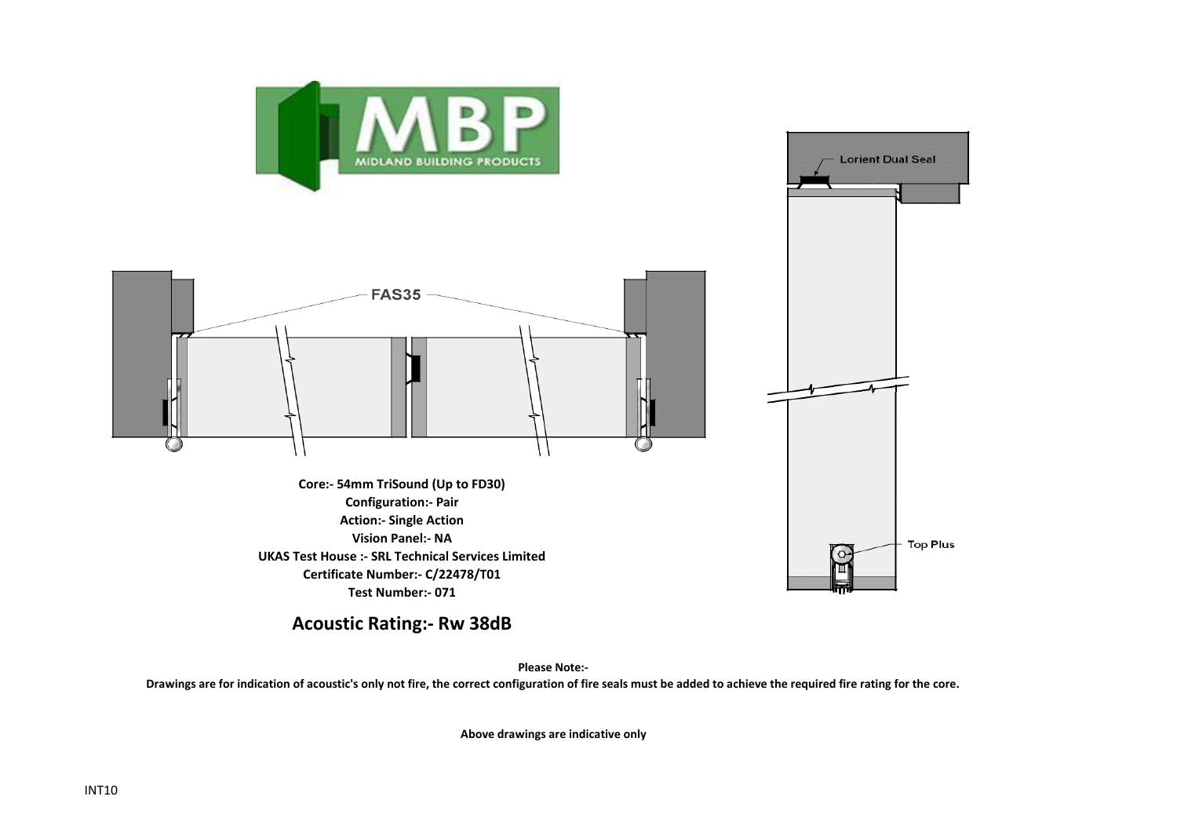MBP
MIDLAND BUILDING PRODUCTS

FAS35

Lorient Dual Seal

Top Plus

**Core:- 54mm TriSound (Up to FD30)**
**Configuration:- Pair**
**Action:- Single Action**
**Vision Panel:- NA**
**UKAS Test House :- SRL Technical Services Limited**
**Certificate Number:- C/22478/T01**
**Test Number:- 071**

## Acoustic Rating:- Rw 38dB

**Please Note:-**
**Drawings are for indication of acoustic's only not fire, the correct configuration of fire seals must be added to achieve the required fire rating for the core.**

**Above drawings are indicative only**

INT10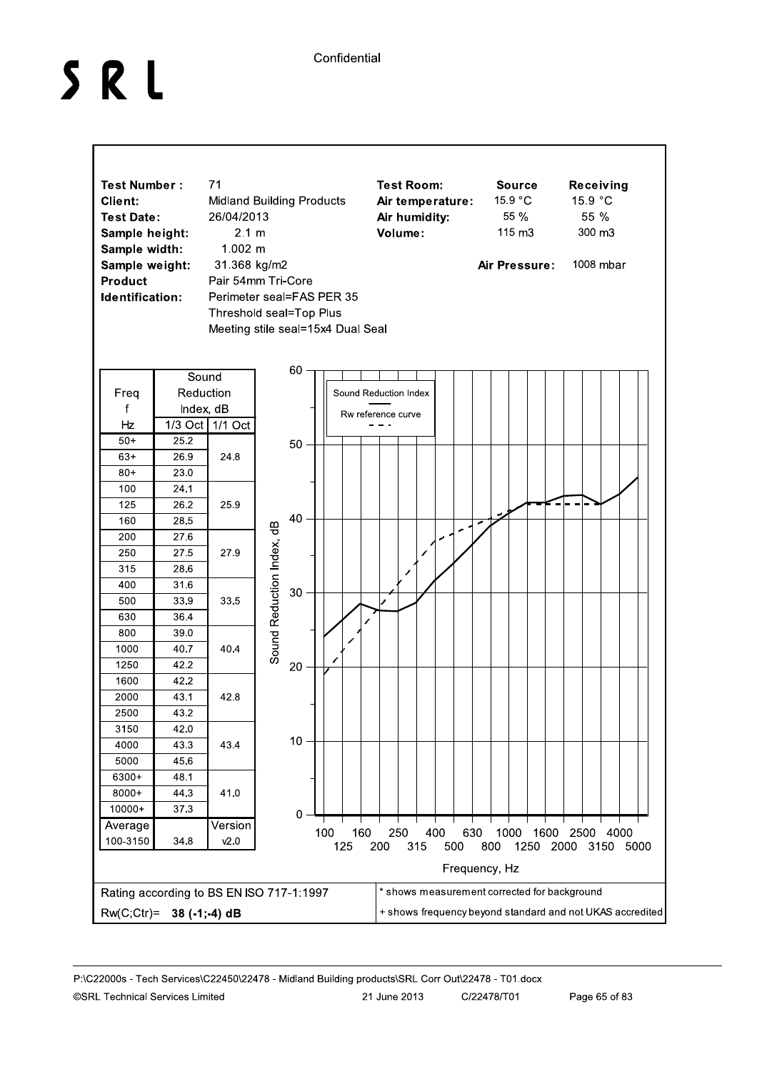Confidential

**Test Number :** 71
**Client:** Midland Building Products
**Test Date:** 26/04/2013
**Sample height:** 2.1 m
**Sample width:** 1.002 m
**Sample weight:** 31.368 kg/m2
**Product Identification:** Pair 54mm Tri-Core
Perimeter seal=FAS PER 35
Threshold seal=Top Plus
Meeting stile seal=15x4 Dual Seal

| **Test Room:** | **Source** | **Receiving** |
|---|---|---|
| **Air temperature:** | 15.9 °C | 15.9 °C |
| **Air humidity:** | 55 % | 55 % |
| **Volume:** | 115 m3 | 300 m3 |
| **Air Pressure:** | | 1008 mbar |

| Freq f Hz | Sound Reduction Index, dB 1/3 Oct | 1/1 Oct |
|---|---|---|
| 50+ | 25.2 | |
| 63+ | 26.9 | 24.8 |
| 80+ | 23.0 | |
| 100 | 24.1 | |
| 125 | 26.2 | 25.9 |
| 160 | 28.5 | |
| 200 | 27.6 | |
| 250 | 27.5 | 27.9 |
| 315 | 28.6 | |
| 400 | 31.6 | |
| 500 | 33.9 | 33.5 |
| 630 | 36.4 | |
| 800 | 39.0 | |
| 1000 | 40.7 | 40.4 |
| 1250 | 42.2 | |
| 1600 | 42.2 | |
| 2000 | 43.1 | 42.8 |
| 2500 | 43.2 | |
| 3150 | 42.0 | |
| 4000 | 43.3 | 43.4 |
| 5000 | 45.6 | |
| 6300+ | 48.1 | |
| 8000+ | 44.3 | 41.0 |
| 10000+ | 37.3 | |
| Average 100-3150 | 34.8 | Version v2.0 |

Sound Reduction Index
Rw reference curve
Sound Reduction Index, dB
60
50
40
30
20
10
0
100 125 160 200 250 315 400 500 630 800 1000 1250 1600 2000 2500 3150 4000 5000
Frequency, Hz

Rating according to BS EN ISO 717-1:1997

Rw(C;Ctr)= **38 (-1;-4) dB**

\* shows measurement corrected for background

+ shows frequency beyond standard and not UKAS accredited

P:\C22000s - Tech Services\C22450\22478 - Midland Building products\SRL Corr Out\22478 - T01.docx

©SRL Technical Services Limited 21 June 2013 C/22478/T01